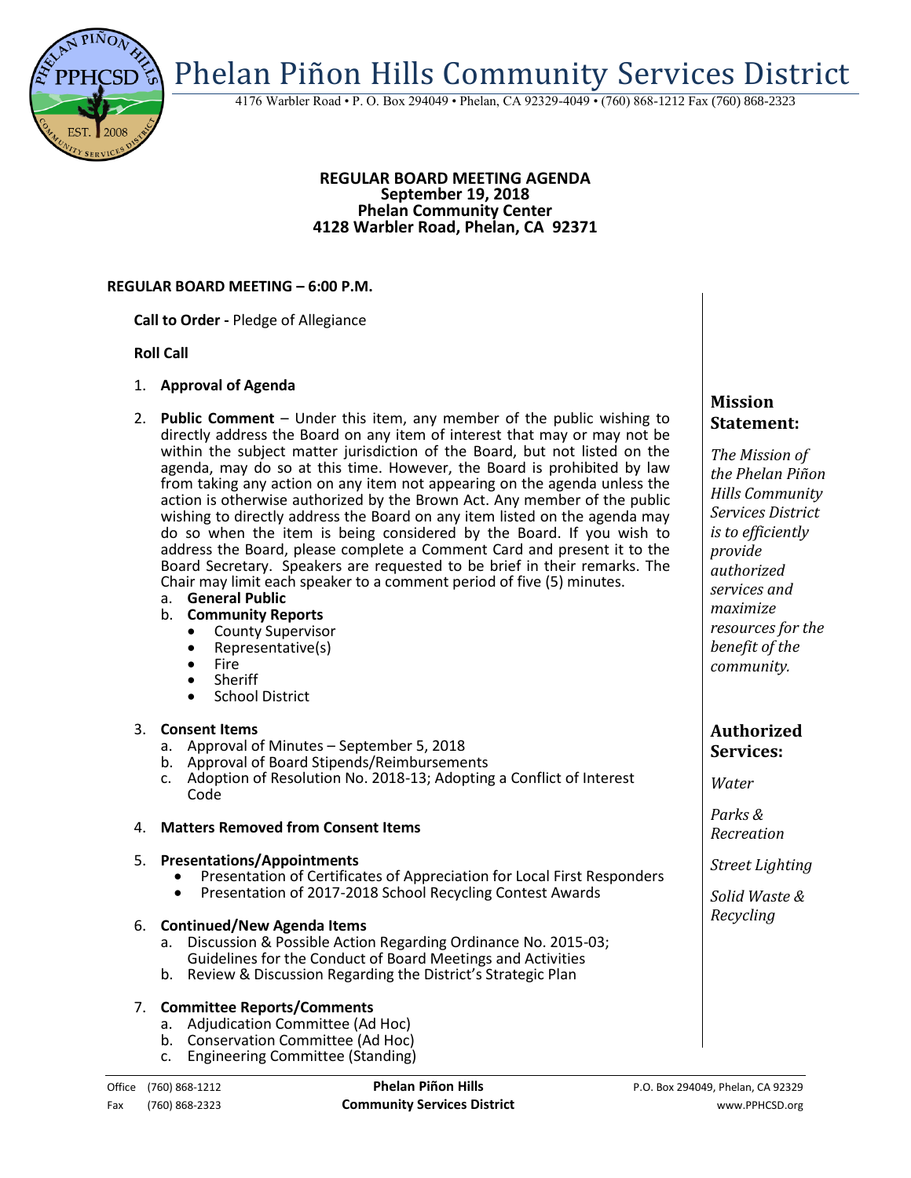# Phelan Piñon Hills Community Services District

4176 Warbler Road • P. O. Box 294049 • Phelan, CA 92329-4049 • (760) 868-1212 Fax (760) 868-2323

**REGULAR BOARD MEETING AGENDA**
**September 19, 2018**
**Phelan Community Center**
**4128 Warbler Road, Phelan, CA 92371**

**REGULAR BOARD MEETING – 6:00 P.M.**

**Call to Order -** Pledge of Allegiance

**Roll Call**

1. **Approval of Agenda**

2. **Public Comment** – Under this item, any member of the public wishing to directly address the Board on any item of interest that may or may not be within the subject matter jurisdiction of the Board, but not listed on the agenda, may do so at this time. However, the Board is prohibited by law from taking any action on any item not appearing on the agenda unless the action is otherwise authorized by the Brown Act. Any member of the public wishing to directly address the Board on any item listed on the agenda may do so when the item is being considered by the Board. If you wish to address the Board, please complete a Comment Card and present it to the Board Secretary. Speakers are requested to be brief in their remarks. The Chair may limit each speaker to a comment period of five (5) minutes.
   a. **General Public**
   b. **Community Reports**
      - County Supervisor
      - Representative(s)
      - Fire
      - Sheriff
      - School District

3. **Consent Items**
   a. Approval of Minutes – September 5, 2018
   b. Approval of Board Stipends/Reimbursements
   c. Adoption of Resolution No. 2018-13; Adopting a Conflict of Interest Code

4. **Matters Removed from Consent Items**

5. **Presentations/Appointments**
   - Presentation of Certificates of Appreciation for Local First Responders
   - Presentation of 2017-2018 School Recycling Contest Awards

6. **Continued/New Agenda Items**
   a. Discussion & Possible Action Regarding Ordinance No. 2015-03; Guidelines for the Conduct of Board Meetings and Activities
   b. Review & Discussion Regarding the District's Strategic Plan

7. **Committee Reports/Comments**
   a. Adjudication Committee (Ad Hoc)
   b. Conservation Committee (Ad Hoc)
   c. Engineering Committee (Standing)

## Mission Statement:

*The Mission of the Phelan Piñon Hills Community Services District is to efficiently provide authorized services and maximize resources for the benefit of the community.*

## Authorized Services:

*Water*

*Parks & Recreation*

*Street Lighting*

*Solid Waste & Recycling*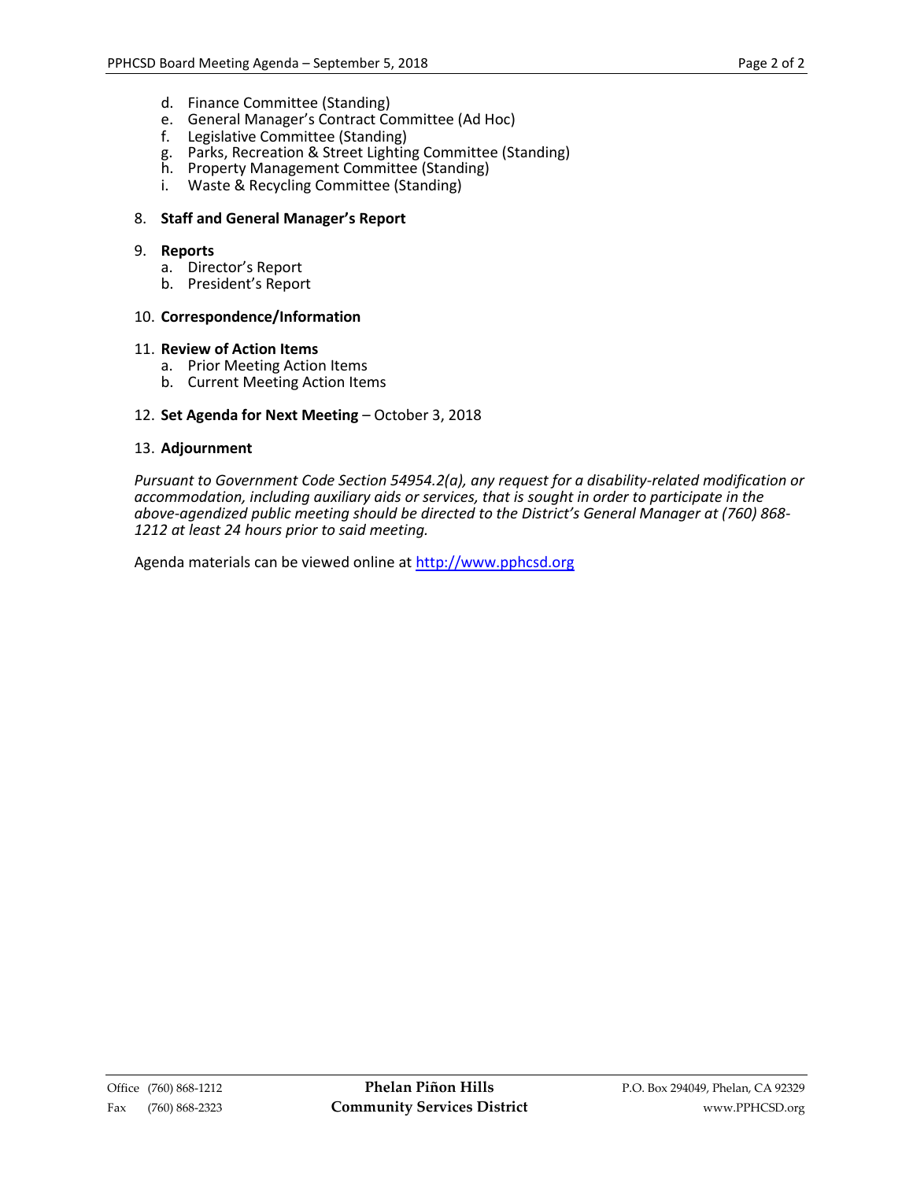d. Finance Committee (Standing)
   e. General Manager's Contract Committee (Ad Hoc)
   f. Legislative Committee (Standing)
   g. Parks, Recreation & Street Lighting Committee (Standing)
   h. Property Management Committee (Standing)
   i. Waste & Recycling Committee (Standing)

8. **Staff and General Manager's Report**

9. **Reports**
   a. Director's Report
   b. President's Report

10. **Correspondence/Information**

11. **Review of Action Items**
    a. Prior Meeting Action Items
    b. Current Meeting Action Items

12. **Set Agenda for Next Meeting** – October 3, 2018

13. **Adjournment**

*Pursuant to Government Code Section 54954.2(a), any request for a disability-related modification or accommodation, including auxiliary aids or services, that is sought in order to participate in the above-agendized public meeting should be directed to the District's General Manager at (760) 868-1212 at least 24 hours prior to said meeting.*

Agenda materials can be viewed online at http://www.pphcsd.org